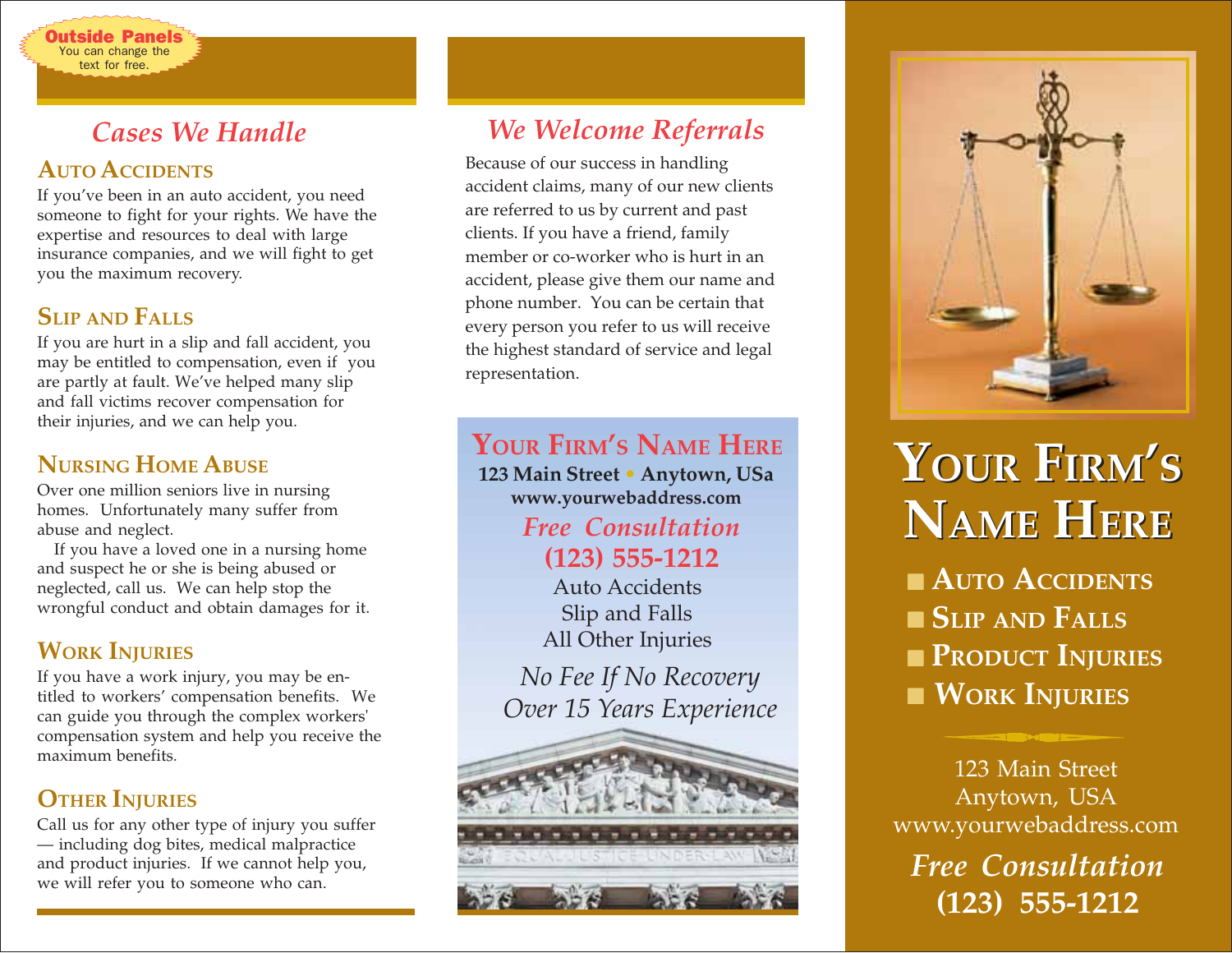**Outside Panels** You can change the text for free.

## Cases We Handle

### Auto Accidents

If you've been in an auto accident, you need someone to fight for your rights. We have the expertise and resources to deal with large insurance companies, and we will fight to get you the maximum recovery.

### Slip and Falls

If you are hurt in a slip and fall accident, you may be entitled to compensation, even if you are partly at fault. We've helped many slip and fall victims recover compensation for their injuries, and we can help you.

### Nursing Home Abuse

Over one million seniors live in nursing homes. Unfortunately many suffer from abuse and neglect.

If you have a loved one in a nursing home and suspect he or she is being abused or neglected, call us. We can help stop the wrongful conduct and obtain damages for it.

### Work Injuries

If you have a work injury, you may be entitled to workers' compensation benefits. We can guide you through the complex workers' compensation system and help you receive the maximum benefits.

### Other Injuries

Call us for any other type of injury you suffer — including dog bites, medical malpractice and product injuries. If we cannot help you, we will refer you to someone who can.

## We Welcome Referrals

Because of our success in handling accident claims, many of our new clients are referred to us by current and past clients. If you have a friend, family member or co-worker who is hurt in an accident, please give them our name and phone number. You can be certain that every person you refer to us will receive the highest standard of service and legal representation.

### Your Firm's Name Here

**123 Main Street • Anytown, USa**
**www.yourwebaddress.com**

*Free Consultation*
**(123) 555-1212**

Auto Accidents
Slip and Falls
All Other Injuries

*No Fee If No Recovery*
*Over 15 Years Experience*

# Your Firm's Name Here

- Auto Accidents
- Slip and Falls
- Product Injuries
- Work Injuries

123 Main Street
Anytown, USA
www.yourwebaddress.com

*Free Consultation*
**(123) 555-1212**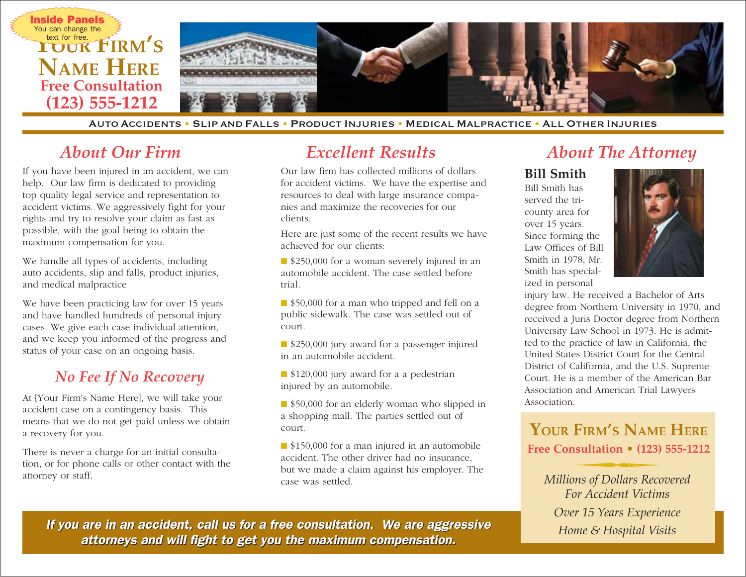**Inside Panels**
You can change the text for free.

# Your Firm's Name Here

**Free Consultation**
**(123) 555-1212**

AUTO ACCIDENTS • SLIP AND FALLS • PRODUCT INJURIES • MEDICAL MALPRACTICE • ALL OTHER INJURIES

## *About Our Firm*

If you have been injured in an accident, we can help. Our law firm is dedicated to providing top quality legal service and representation to accident victims. We aggressively fight for your rights and try to resolve your claim as fast as possible, with the goal being to obtain the maximum compensation for you.

We handle all types of accidents, including auto accidents, slip and falls, product injuries, and medical malpractice

We have been practicing law for over 15 years and have handled hundreds of personal injury cases. We give each case individual attention, and we keep you informed of the progress and status of your case on an ongoing basis.

## *No Fee If No Recovery*

At [Your Firm's Name Here], we will take your accident case on a contingency basis. This means that we do not get paid unless we obtain a recovery for you.

There is never a charge for an initial consultation, or for phone calls or other contact with the attorney or staff.

## *Excellent Results*

Our law firm has collected millions of dollars for accident victims. We have the expertise and resources to deal with large insurance companies and maximize the recoveries for our clients.

Here are just some of the recent results we have achieved for our clients:

- $250,000 for a woman severely injured in an automobile accident. The case settled before trial.
- $50,000 for a man who tripped and fell on a public sidewalk. The case was settled out of court.
- $250,000 jury award for a passenger injured in an automobile accident.
- $120,000 jury award for a a pedestrian injured by an automobile.
- $50,000 for an elderly woman who slipped in a shopping mall. The parties settled out of court.
- $150,000 for a man injured in an automobile accident. The other driver had no insurance, but we made a claim against his employer. The case was settled.

## *About The Attorney*

### Bill Smith

Bill Smith has served the tri-county area for over 15 years. Since forming the Law Offices of Bill Smith in 1978, Mr. Smith has specialized in personal injury law. He received a Bachelor of Arts degree from Northern University in 1970, and received a Juris Doctor degree from Northern University Law School in 1973. He is admitted to the practice of law in California, the United States District Court for the Central District of California, and the U.S. Supreme Court. He is a member of the American Bar Association and American Trial Lawyers Association.

**Your Firm's Name Here**

**Free Consultation • (123) 555-1212**

*Millions of Dollars Recovered For Accident Victims*

*Over 15 Years Experience*

*Home & Hospital Visits*

***If you are in an accident, call us for a free consultation. We are aggressive attorneys and will fight to get you the maximum compensation.***